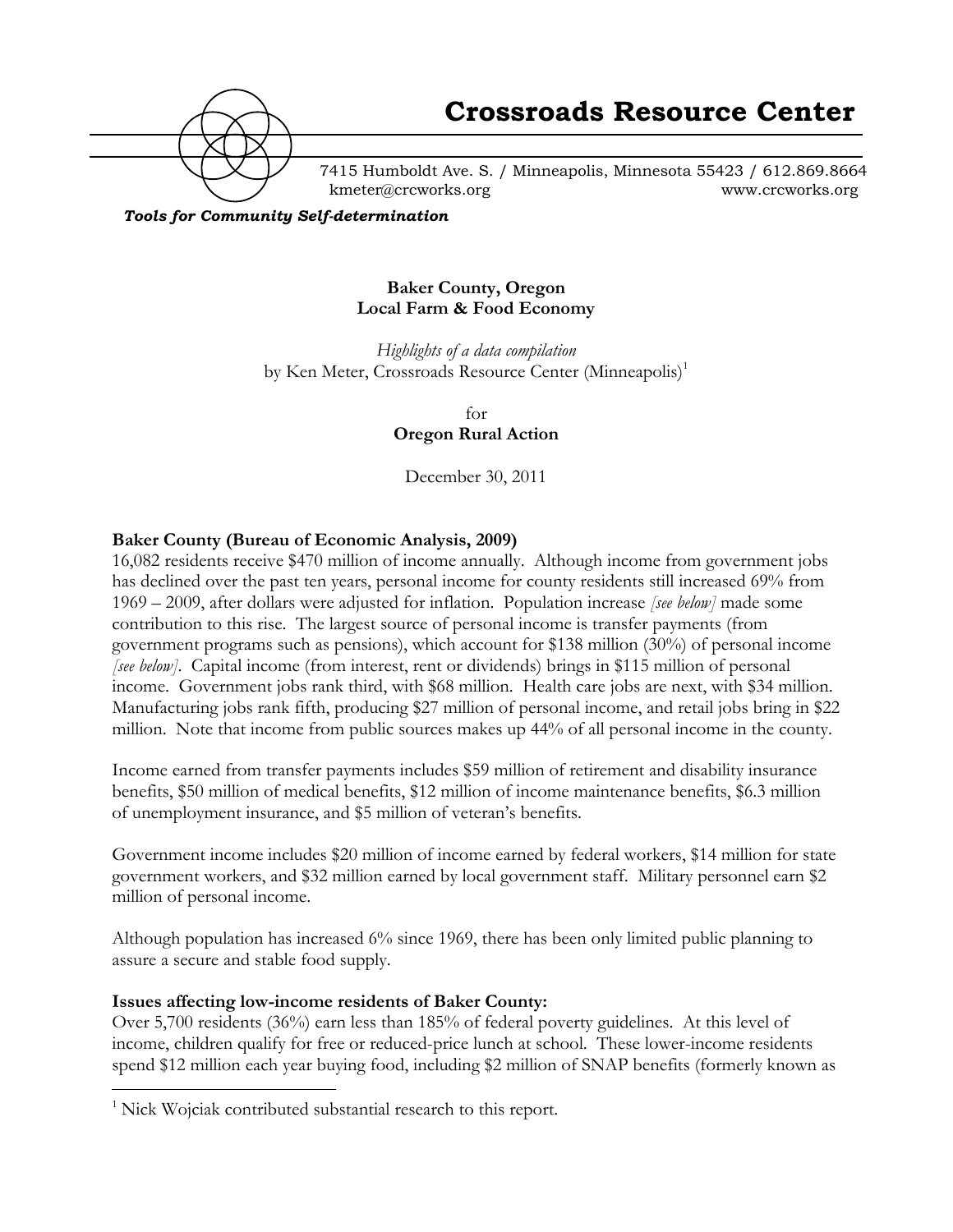# Crossroads Resource Center

7415 Humboldt Ave. S. / Minneapolis, Minnesota 55423 / 612.869.8664
kmeter@crcworks.org www.crcworks.org

***Tools for Community Self-determination***

**Baker County, Oregon**
**Local Farm & Food Economy**

*Highlights of a data compilation*
by Ken Meter, Crossroads Resource Center (Minneapolis)[1]

for
**Oregon Rural Action**

December 30, 2011

**Baker County (Bureau of Economic Analysis, 2009)**

16,082 residents receive $470 million of income annually. Although income from government jobs has declined over the past ten years, personal income for county residents still increased 69% from 1969 – 2009, after dollars were adjusted for inflation. Population increase *[see below]* made some contribution to this rise. The largest source of personal income is transfer payments (from government programs such as pensions), which account for $138 million (30%) of personal income *[see below]*. Capital income (from interest, rent or dividends) brings in $115 million of personal income. Government jobs rank third, with $68 million. Health care jobs are next, with $34 million. Manufacturing jobs rank fifth, producing $27 million of personal income, and retail jobs bring in $22 million. Note that income from public sources makes up 44% of all personal income in the county.

Income earned from transfer payments includes $59 million of retirement and disability insurance benefits, $50 million of medical benefits, $12 million of income maintenance benefits, $6.3 million of unemployment insurance, and $5 million of veteran's benefits.

Government income includes $20 million of income earned by federal workers, $14 million for state government workers, and $32 million earned by local government staff. Military personnel earn $2 million of personal income.

Although population has increased 6% since 1969, there has been only limited public planning to assure a secure and stable food supply.

**Issues affecting low-income residents of Baker County:**

Over 5,700 residents (36%) earn less than 185% of federal poverty guidelines. At this level of income, children qualify for free or reduced-price lunch at school. These lower-income residents spend $12 million each year buying food, including $2 million of SNAP benefits (formerly known as

---

[1] Nick Wojciak contributed substantial research to this report.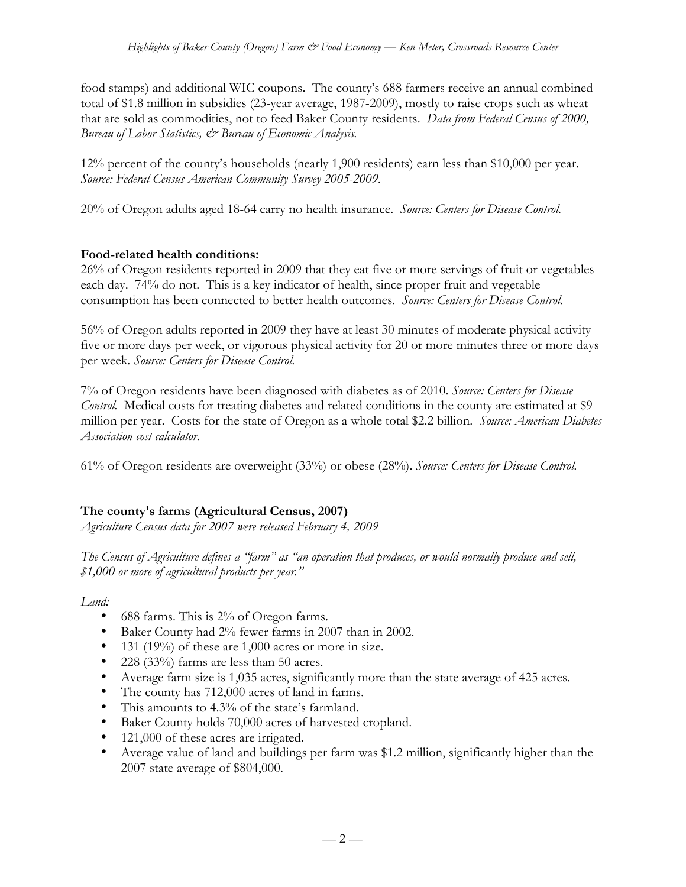food stamps) and additional WIC coupons. The county's 688 farmers receive an annual combined total of $1.8 million in subsidies (23-year average, 1987-2009), mostly to raise crops such as wheat that are sold as commodities, not to feed Baker County residents. *Data from Federal Census of 2000, Bureau of Labor Statistics, & Bureau of Economic Analysis.*

12% percent of the county's households (nearly 1,900 residents) earn less than $10,000 per year. *Source: Federal Census American Community Survey 2005-2009.*

20% of Oregon adults aged 18-64 carry no health insurance. *Source: Centers for Disease Control.*

**Food-related health conditions:**

26% of Oregon residents reported in 2009 that they eat five or more servings of fruit or vegetables each day. 74% do not. This is a key indicator of health, since proper fruit and vegetable consumption has been connected to better health outcomes. *Source: Centers for Disease Control.*

56% of Oregon adults reported in 2009 they have at least 30 minutes of moderate physical activity five or more days per week, or vigorous physical activity for 20 or more minutes three or more days per week. *Source: Centers for Disease Control.*

7% of Oregon residents have been diagnosed with diabetes as of 2010. *Source: Centers for Disease Control.* Medical costs for treating diabetes and related conditions in the county are estimated at $9 million per year. Costs for the state of Oregon as a whole total $2.2 billion. *Source: American Diabetes Association cost calculator.*

61% of Oregon residents are overweight (33%) or obese (28%). *Source: Centers for Disease Control.*

## The county's farms (Agricultural Census, 2007)

*Agriculture Census data for 2007 were released February 4, 2009*

*The Census of Agriculture defines a "farm" as "an operation that produces, or would normally produce and sell, $1,000 or more of agricultural products per year."*

*Land:*

- 688 farms. This is 2% of Oregon farms.
- Baker County had 2% fewer farms in 2007 than in 2002.
- 131 (19%) of these are 1,000 acres or more in size.
- 228 (33%) farms are less than 50 acres.
- Average farm size is 1,035 acres, significantly more than the state average of 425 acres.
- The county has 712,000 acres of land in farms.
- This amounts to 4.3% of the state's farmland.
- Baker County holds 70,000 acres of harvested cropland.
- 121,000 of these acres are irrigated.
- Average value of land and buildings per farm was $1.2 million, significantly higher than the 2007 state average of $804,000.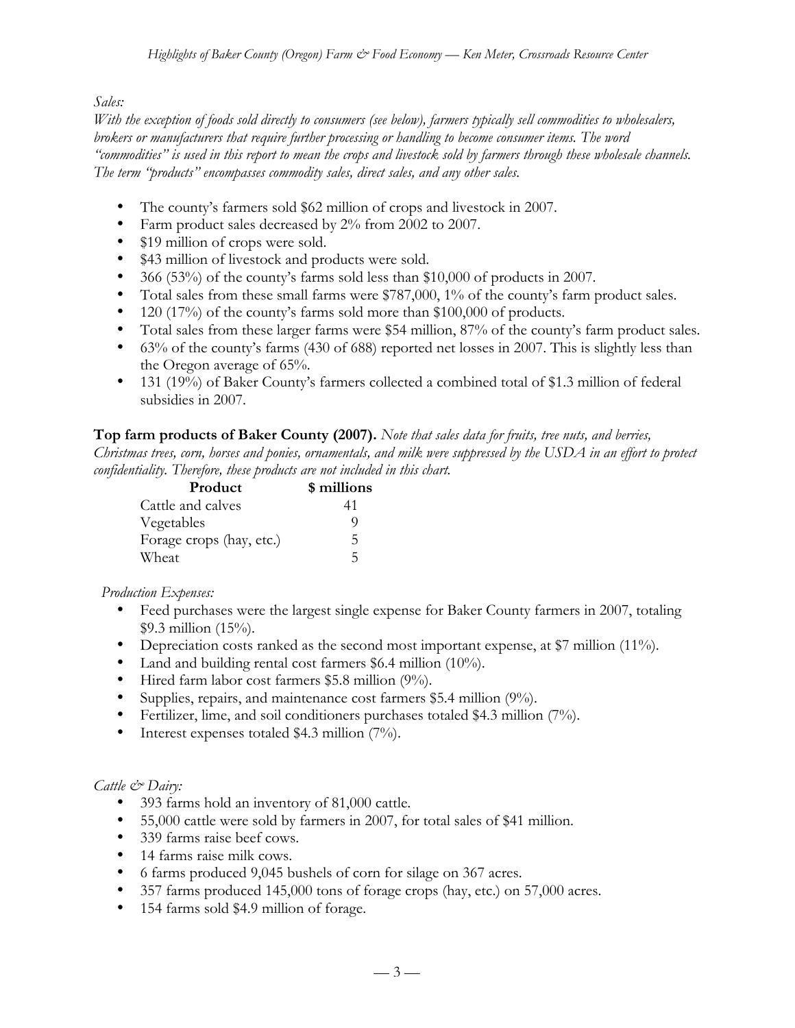*Sales:*

*With the exception of foods sold directly to consumers (see below), farmers typically sell commodities to wholesalers, brokers or manufacturers that require further processing or handling to become consumer items. The word "commodities" is used in this report to mean the crops and livestock sold by farmers through these wholesale channels. The term "products" encompasses commodity sales, direct sales, and any other sales.*

- The county's farmers sold $62 million of crops and livestock in 2007.
- Farm product sales decreased by 2% from 2002 to 2007.
- $19 million of crops were sold.
- $43 million of livestock and products were sold.
- 366 (53%) of the county's farms sold less than $10,000 of products in 2007.
- Total sales from these small farms were $787,000, 1% of the county's farm product sales.
- 120 (17%) of the county's farms sold more than $100,000 of products.
- Total sales from these larger farms were $54 million, 87% of the county's farm product sales.
- 63% of the county's farms (430 of 688) reported net losses in 2007. This is slightly less than the Oregon average of 65%.
- 131 (19%) of Baker County's farmers collected a combined total of $1.3 million of federal subsidies in 2007.

**Top farm products of Baker County (2007).** *Note that sales data for fruits, tree nuts, and berries, Christmas trees, corn, horses and ponies, ornamentals, and milk were suppressed by the USDA in an effort to protect confidentiality. Therefore, these products are not included in this chart.*

| Product | $ millions |
|---|---|
| Cattle and calves | 41 |
| Vegetables | 9 |
| Forage crops (hay, etc.) | 5 |
| Wheat | 5 |

*Production Expenses:*

- Feed purchases were the largest single expense for Baker County farmers in 2007, totaling $9.3 million (15%).
- Depreciation costs ranked as the second most important expense, at $7 million (11%).
- Land and building rental cost farmers $6.4 million (10%).
- Hired farm labor cost farmers $5.8 million (9%).
- Supplies, repairs, and maintenance cost farmers $5.4 million (9%).
- Fertilizer, lime, and soil conditioners purchases totaled $4.3 million (7%).
- Interest expenses totaled $4.3 million (7%).

*Cattle & Dairy:*

- 393 farms hold an inventory of 81,000 cattle.
- 55,000 cattle were sold by farmers in 2007, for total sales of $41 million.
- 339 farms raise beef cows.
- 14 farms raise milk cows.
- 6 farms produced 9,045 bushels of corn for silage on 367 acres.
- 357 farms produced 145,000 tons of forage crops (hay, etc.) on 57,000 acres.
- 154 farms sold $4.9 million of forage.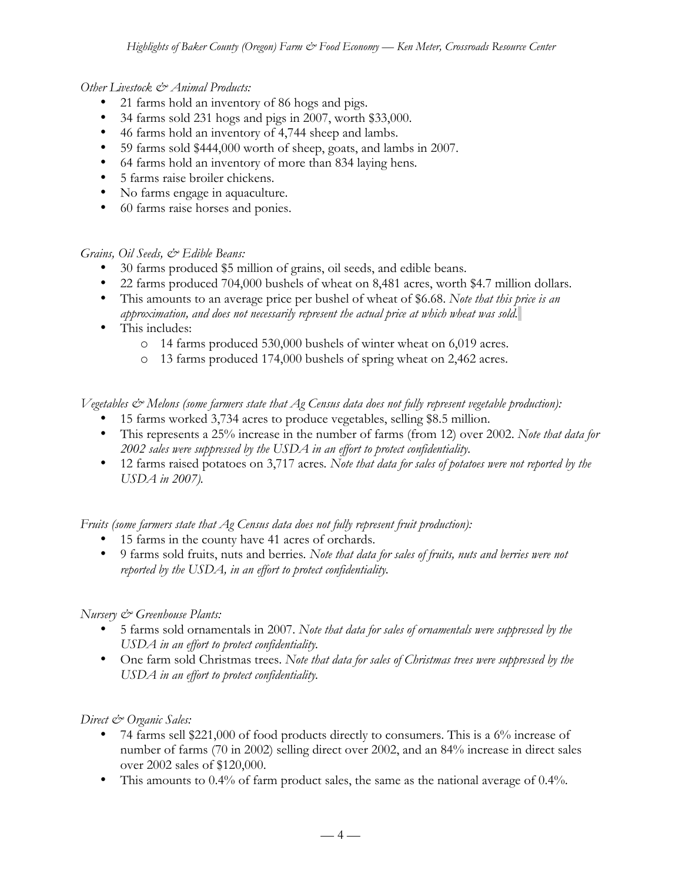*Other Livestock & Animal Products:*

- 21 farms hold an inventory of 86 hogs and pigs.
- 34 farms sold 231 hogs and pigs in 2007, worth $33,000.
- 46 farms hold an inventory of 4,744 sheep and lambs.
- 59 farms sold $444,000 worth of sheep, goats, and lambs in 2007.
- 64 farms hold an inventory of more than 834 laying hens.
- 5 farms raise broiler chickens.
- No farms engage in aquaculture.
- 60 farms raise horses and ponies.

*Grains, Oil Seeds, & Edible Beans:*

- 30 farms produced $5 million of grains, oil seeds, and edible beans.
- 22 farms produced 704,000 bushels of wheat on 8,481 acres, worth $4.7 million dollars.
- This amounts to an average price per bushel of wheat of $6.68. *Note that this price is an approximation, and does not necessarily represent the actual price at which wheat was sold.*
- This includes:
  - 14 farms produced 530,000 bushels of winter wheat on 6,019 acres.
  - 13 farms produced 174,000 bushels of spring wheat on 2,462 acres.

*Vegetables & Melons (some farmers state that Ag Census data does not fully represent vegetable production):*

- 15 farms worked 3,734 acres to produce vegetables, selling $8.5 million.
- This represents a 25% increase in the number of farms (from 12) over 2002. *Note that data for 2002 sales were suppressed by the USDA in an effort to protect confidentiality.*
- 12 farms raised potatoes on 3,717 acres. *Note that data for sales of potatoes were not reported by the USDA in 2007).*

*Fruits (some farmers state that Ag Census data does not fully represent fruit production):*

- 15 farms in the county have 41 acres of orchards.
- 9 farms sold fruits, nuts and berries. *Note that data for sales of fruits, nuts and berries were not reported by the USDA, in an effort to protect confidentiality.*

*Nursery & Greenhouse Plants:*

- 5 farms sold ornamentals in 2007. *Note that data for sales of ornamentals were suppressed by the USDA in an effort to protect confidentiality.*
- One farm sold Christmas trees. *Note that data for sales of Christmas trees were suppressed by the USDA in an effort to protect confidentiality.*

*Direct & Organic Sales:*

- 74 farms sell $221,000 of food products directly to consumers. This is a 6% increase of number of farms (70 in 2002) selling direct over 2002, and an 84% increase in direct sales over 2002 sales of $120,000.
- This amounts to 0.4% of farm product sales, the same as the national average of 0.4%.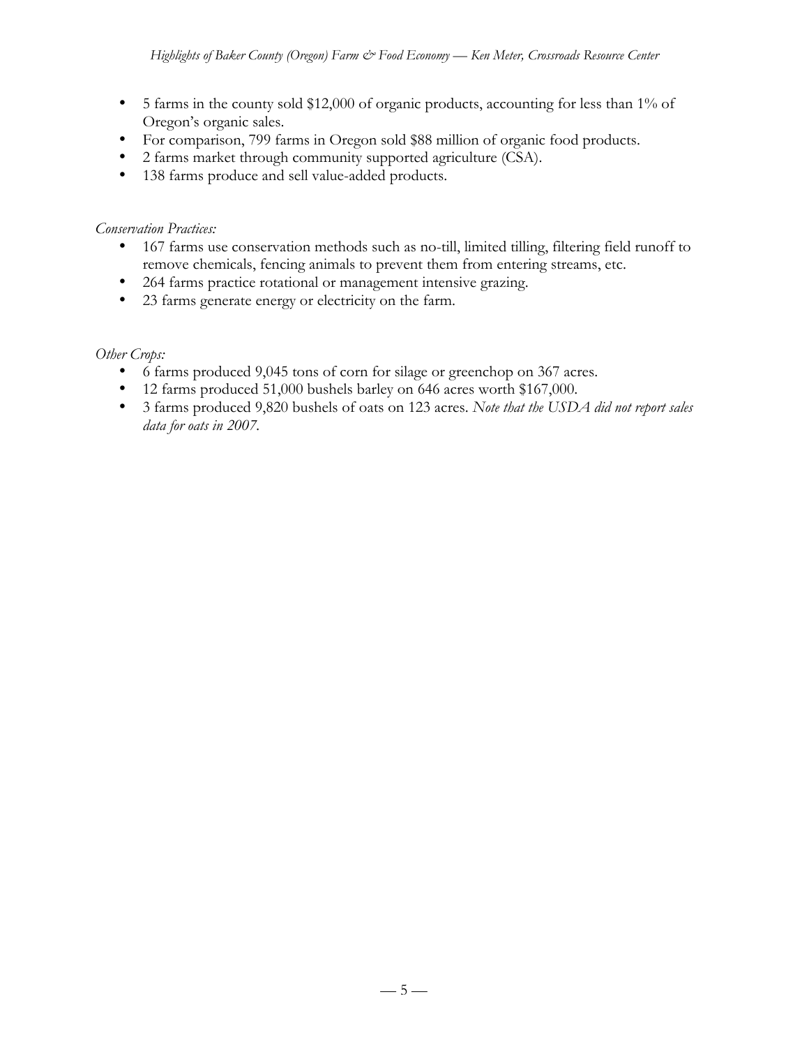- 5 farms in the county sold $12,000 of organic products, accounting for less than 1% of Oregon's organic sales.
- For comparison, 799 farms in Oregon sold $88 million of organic food products.
- 2 farms market through community supported agriculture (CSA).
- 138 farms produce and sell value-added products.

*Conservation Practices:*

- 167 farms use conservation methods such as no-till, limited tilling, filtering field runoff to remove chemicals, fencing animals to prevent them from entering streams, etc.
- 264 farms practice rotational or management intensive grazing.
- 23 farms generate energy or electricity on the farm.

*Other Crops:*

- 6 farms produced 9,045 tons of corn for silage or greenchop on 367 acres.
- 12 farms produced 51,000 bushels barley on 646 acres worth $167,000.
- 3 farms produced 9,820 bushels of oats on 123 acres. *Note that the USDA did not report sales data for oats in 2007.*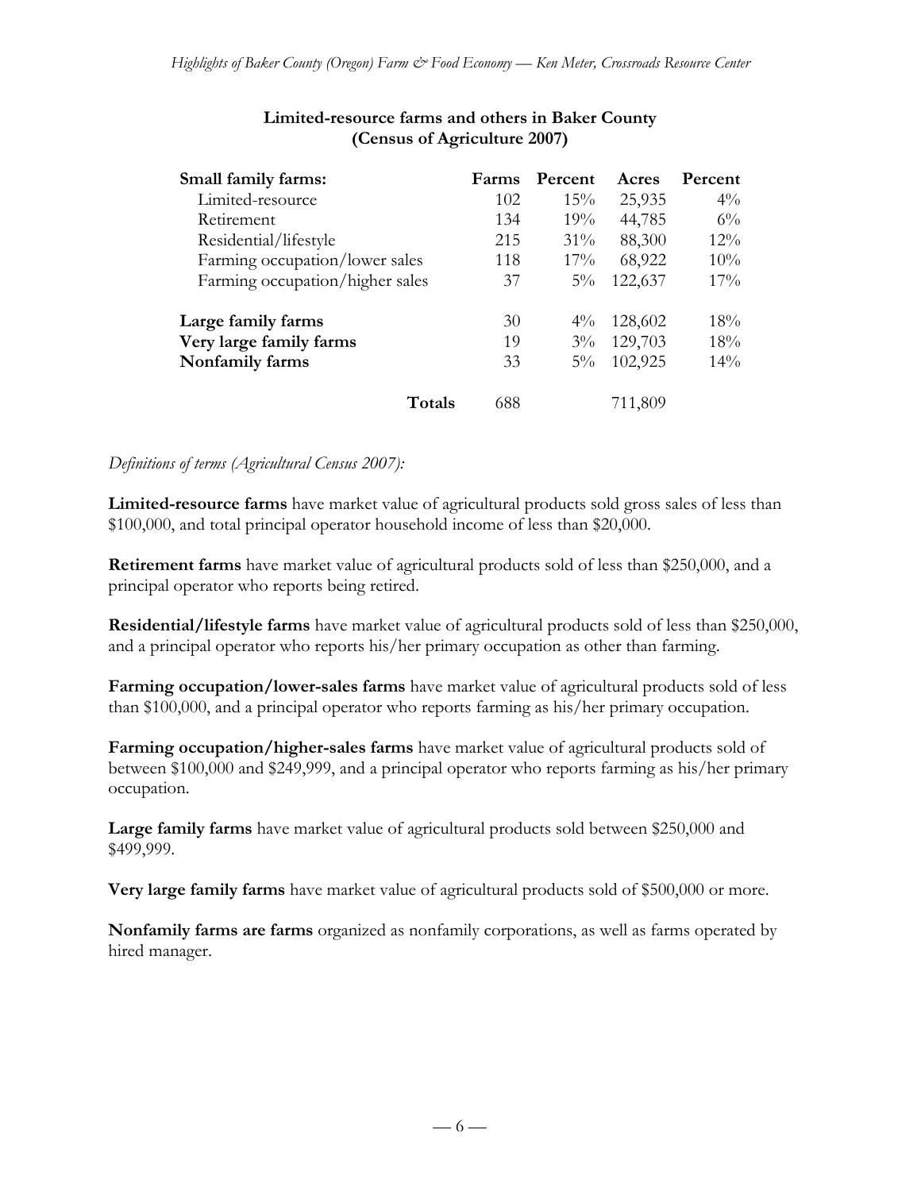**Limited-resource farms and others in Baker County (Census of Agriculture 2007)**

| Small family farms: | Farms | Percent | Acres | Percent |
|---|---|---|---|---|
| Limited-resource | 102 | 15% | 25,935 | 4% |
| Retirement | 134 | 19% | 44,785 | 6% |
| Residential/lifestyle | 215 | 31% | 88,300 | 12% |
| Farming occupation/lower sales | 118 | 17% | 68,922 | 10% |
| Farming occupation/higher sales | 37 | 5% | 122,637 | 17% |
| **Large family farms** | 30 | 4% | 128,602 | 18% |
| **Very large family farms** | 19 | 3% | 129,703 | 18% |
| **Nonfamily farms** | 33 | 5% | 102,925 | 14% |
| **Totals** | 688 | | 711,809 | |

*Definitions of terms (Agricultural Census 2007):*

**Limited-resource farms** have market value of agricultural products sold gross sales of less than $100,000, and total principal operator household income of less than $20,000.

**Retirement farms** have market value of agricultural products sold of less than $250,000, and a principal operator who reports being retired.

**Residential/lifestyle farms** have market value of agricultural products sold of less than $250,000, and a principal operator who reports his/her primary occupation as other than farming.

**Farming occupation/lower-sales farms** have market value of agricultural products sold of less than $100,000, and a principal operator who reports farming as his/her primary occupation.

**Farming occupation/higher-sales farms** have market value of agricultural products sold of between $100,000 and $249,999, and a principal operator who reports farming as his/her primary occupation.

**Large family farms** have market value of agricultural products sold between $250,000 and $499,999.

**Very large family farms** have market value of agricultural products sold of $500,000 or more.

**Nonfamily farms are farms** organized as nonfamily corporations, as well as farms operated by hired manager.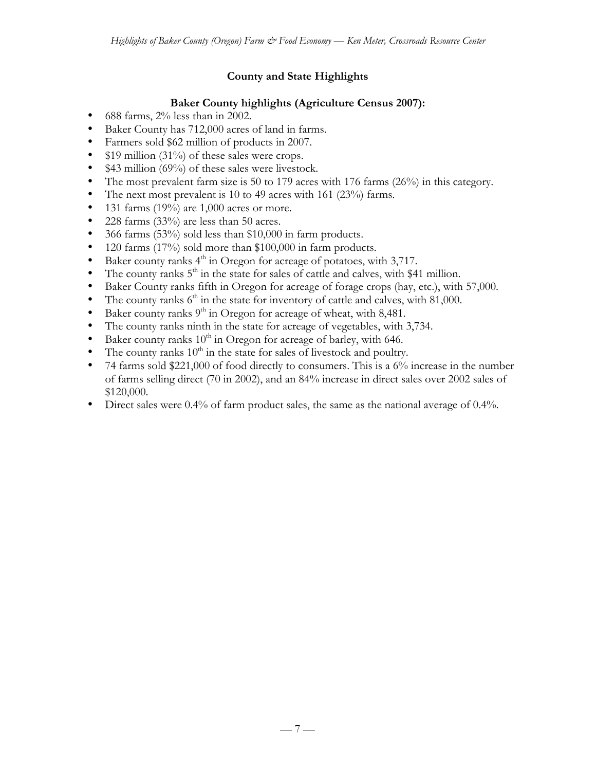## County and State Highlights

### Baker County highlights (Agriculture Census 2007):

- 688 farms, 2% less than in 2002.
- Baker County has 712,000 acres of land in farms.
- Farmers sold $62 million of products in 2007.
- $19 million (31%) of these sales were crops.
- $43 million (69%) of these sales were livestock.
- The most prevalent farm size is 50 to 179 acres with 176 farms (26%) in this category.
- The next most prevalent is 10 to 49 acres with 161 (23%) farms.
- 131 farms (19%) are 1,000 acres or more.
- 228 farms (33%) are less than 50 acres.
- 366 farms (53%) sold less than $10,000 in farm products.
- 120 farms (17%) sold more than $100,000 in farm products.
- Baker county ranks 4th in Oregon for acreage of potatoes, with 3,717.
- The county ranks 5th in the state for sales of cattle and calves, with $41 million.
- Baker County ranks fifth in Oregon for acreage of forage crops (hay, etc.), with 57,000.
- The county ranks 6th in the state for inventory of cattle and calves, with 81,000.
- Baker county ranks 9th in Oregon for acreage of wheat, with 8,481.
- The county ranks ninth in the state for acreage of vegetables, with 3,734.
- Baker county ranks 10th in Oregon for acreage of barley, with 646.
- The county ranks 10th in the state for sales of livestock and poultry.
- 74 farms sold $221,000 of food directly to consumers. This is a 6% increase in the number of farms selling direct (70 in 2002), and an 84% increase in direct sales over 2002 sales of $120,000.
- Direct sales were 0.4% of farm product sales, the same as the national average of 0.4%.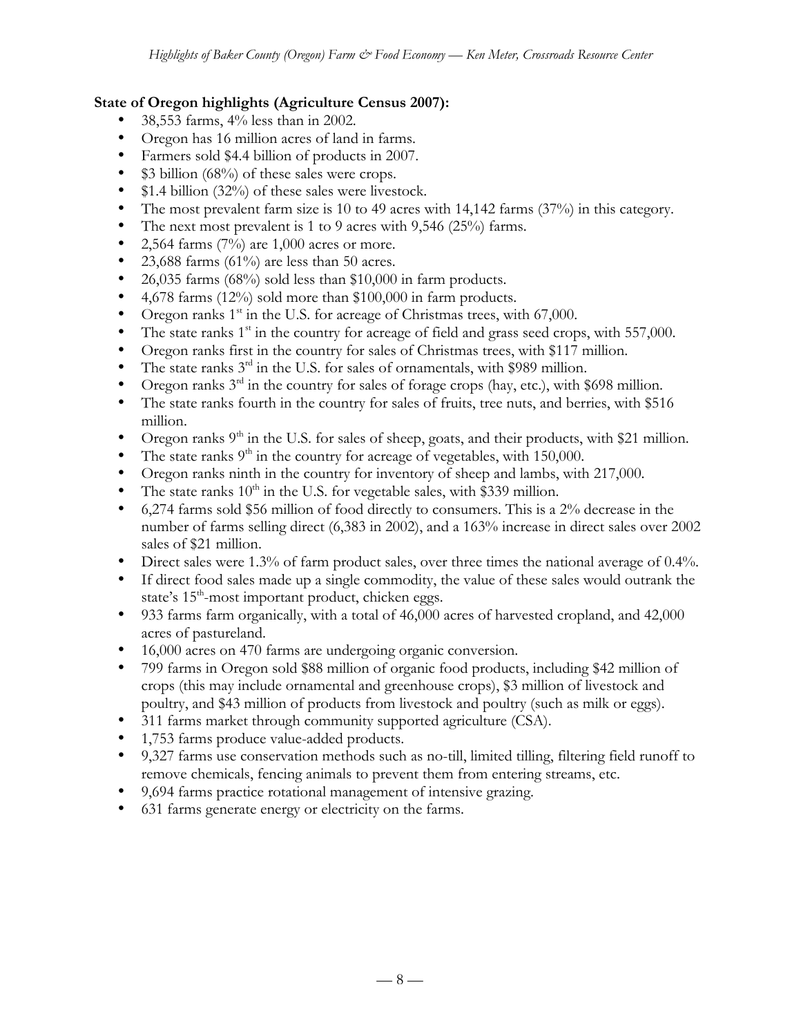**State of Oregon highlights (Agriculture Census 2007):**

- 38,553 farms, 4% less than in 2002.
- Oregon has 16 million acres of land in farms.
- Farmers sold $4.4 billion of products in 2007.
- $3 billion (68%) of these sales were crops.
- $1.4 billion (32%) of these sales were livestock.
- The most prevalent farm size is 10 to 49 acres with 14,142 farms (37%) in this category.
- The next most prevalent is 1 to 9 acres with 9,546 (25%) farms.
- 2,564 farms (7%) are 1,000 acres or more.
- 23,688 farms (61%) are less than 50 acres.
- 26,035 farms (68%) sold less than $10,000 in farm products.
- 4,678 farms (12%) sold more than $100,000 in farm products.
- Oregon ranks 1st in the U.S. for acreage of Christmas trees, with 67,000.
- The state ranks 1st in the country for acreage of field and grass seed crops, with 557,000.
- Oregon ranks first in the country for sales of Christmas trees, with $117 million.
- The state ranks 3rd in the U.S. for sales of ornamentals, with $989 million.
- Oregon ranks 3rd in the country for sales of forage crops (hay, etc.), with $698 million.
- The state ranks fourth in the country for sales of fruits, tree nuts, and berries, with $516 million.
- Oregon ranks 9th in the U.S. for sales of sheep, goats, and their products, with $21 million.
- The state ranks 9th in the country for acreage of vegetables, with 150,000.
- Oregon ranks ninth in the country for inventory of sheep and lambs, with 217,000.
- The state ranks 10th in the U.S. for vegetable sales, with $339 million.
- 6,274 farms sold $56 million of food directly to consumers. This is a 2% decrease in the number of farms selling direct (6,383 in 2002), and a 163% increase in direct sales over 2002 sales of $21 million.
- Direct sales were 1.3% of farm product sales, over three times the national average of 0.4%.
- If direct food sales made up a single commodity, the value of these sales would outrank the state's 15th-most important product, chicken eggs.
- 933 farms farm organically, with a total of 46,000 acres of harvested cropland, and 42,000 acres of pastureland.
- 16,000 acres on 470 farms are undergoing organic conversion.
- 799 farms in Oregon sold $88 million of organic food products, including $42 million of crops (this may include ornamental and greenhouse crops), $3 million of livestock and poultry, and $43 million of products from livestock and poultry (such as milk or eggs).
- 311 farms market through community supported agriculture (CSA).
- 1,753 farms produce value-added products.
- 9,327 farms use conservation methods such as no-till, limited tilling, filtering field runoff to remove chemicals, fencing animals to prevent them from entering streams, etc.
- 9,694 farms practice rotational management of intensive grazing.
- 631 farms generate energy or electricity on the farms.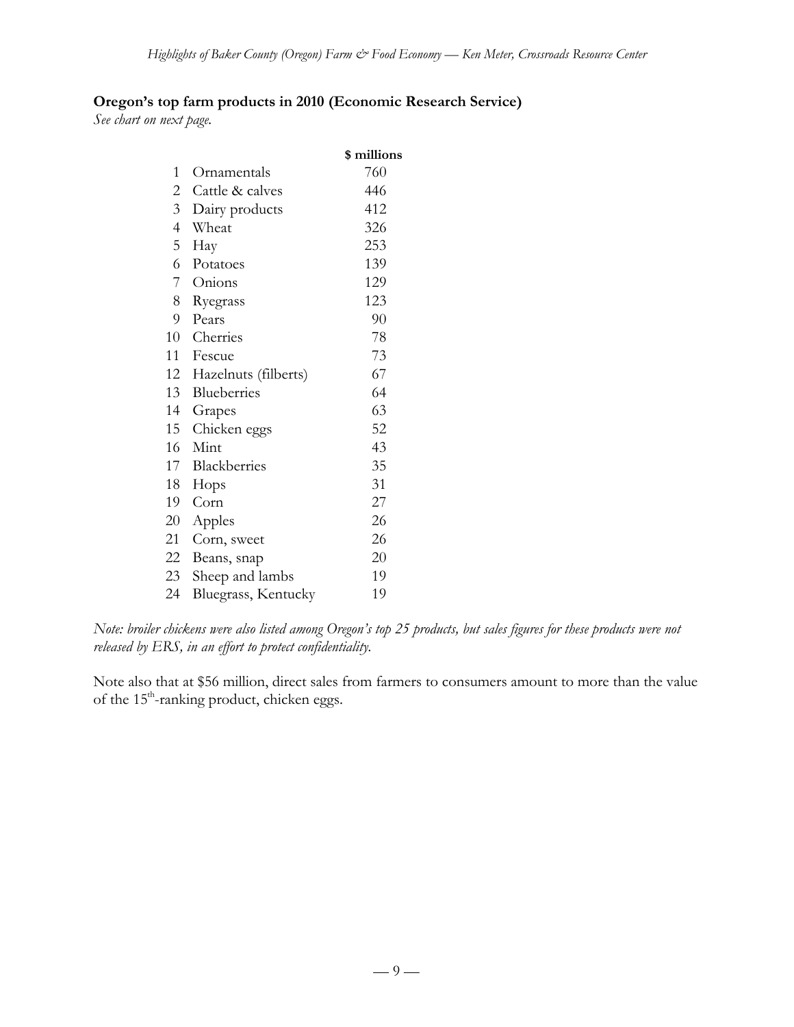**Oregon's top farm products in 2010 (Economic Research Service)**

*See chart on next page.*

| | | $ millions |
|---|---|---|
| 1 | Ornamentals | 760 |
| 2 | Cattle & calves | 446 |
| 3 | Dairy products | 412 |
| 4 | Wheat | 326 |
| 5 | Hay | 253 |
| 6 | Potatoes | 139 |
| 7 | Onions | 129 |
| 8 | Ryegrass | 123 |
| 9 | Pears | 90 |
| 10 | Cherries | 78 |
| 11 | Fescue | 73 |
| 12 | Hazelnuts (filberts) | 67 |
| 13 | Blueberries | 64 |
| 14 | Grapes | 63 |
| 15 | Chicken eggs | 52 |
| 16 | Mint | 43 |
| 17 | Blackberries | 35 |
| 18 | Hops | 31 |
| 19 | Corn | 27 |
| 20 | Apples | 26 |
| 21 | Corn, sweet | 26 |
| 22 | Beans, snap | 20 |
| 23 | Sheep and lambs | 19 |
| 24 | Bluegrass, Kentucky | 19 |

*Note: broiler chickens were also listed among Oregon's top 25 products, but sales figures for these products were not released by ERS, in an effort to protect confidentiality.*

Note also that at $56 million, direct sales from farmers to consumers amount to more than the value of the 15th-ranking product, chicken eggs.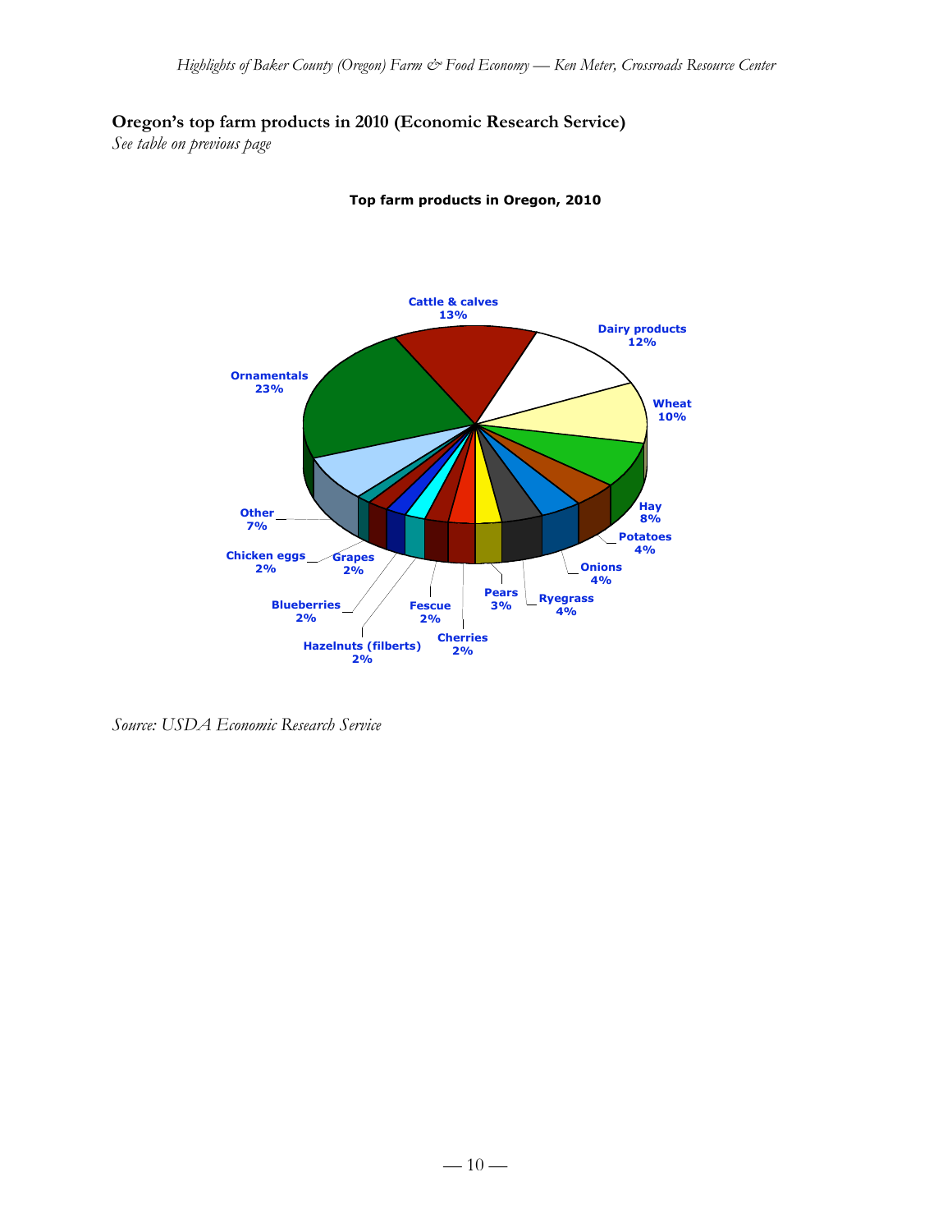**Oregon's top farm products in 2010 (Economic Research Service)**

*See table on previous page*

**Top farm products in Oregon, 2010**

Cattle & calves 13%
Dairy products 12%
Wheat 10%
Hay 8%
Potatoes 4%
Onions 4%
Ryegrass 4%
Pears 3%
Cherries 2%
Fescue 2%
Hazelnuts (filberts) 2%
Blueberries 2%
Grapes 2%
Chicken eggs 2%
Other 7%
Ornamentals 23%

*Source: USDA Economic Research Service*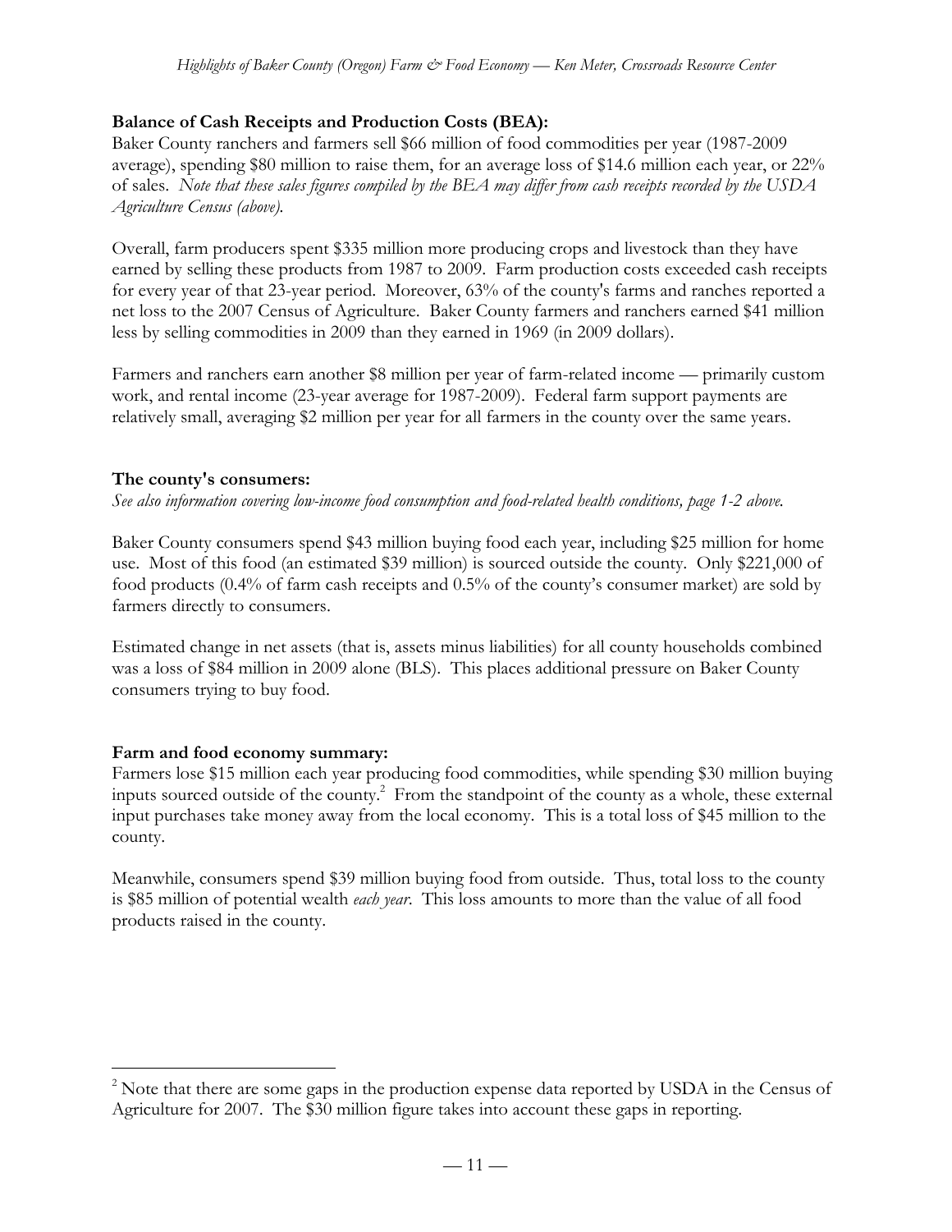**Balance of Cash Receipts and Production Costs (BEA):**

Baker County ranchers and farmers sell $66 million of food commodities per year (1987-2009 average), spending $80 million to raise them, for an average loss of $14.6 million each year, or 22% of sales. *Note that these sales figures compiled by the BEA may differ from cash receipts recorded by the USDA Agriculture Census (above).*

Overall, farm producers spent $335 million more producing crops and livestock than they have earned by selling these products from 1987 to 2009. Farm production costs exceeded cash receipts for every year of that 23-year period. Moreover, 63% of the county's farms and ranches reported a net loss to the 2007 Census of Agriculture. Baker County farmers and ranchers earned $41 million less by selling commodities in 2009 than they earned in 1969 (in 2009 dollars).

Farmers and ranchers earn another $8 million per year of farm-related income — primarily custom work, and rental income (23-year average for 1987-2009). Federal farm support payments are relatively small, averaging $2 million per year for all farmers in the county over the same years.

**The county's consumers:**

*See also information covering low-income food consumption and food-related health conditions, page 1-2 above.*

Baker County consumers spend $43 million buying food each year, including $25 million for home use. Most of this food (an estimated $39 million) is sourced outside the county. Only $221,000 of food products (0.4% of farm cash receipts and 0.5% of the county's consumer market) are sold by farmers directly to consumers.

Estimated change in net assets (that is, assets minus liabilities) for all county households combined was a loss of $84 million in 2009 alone (BLS). This places additional pressure on Baker County consumers trying to buy food.

**Farm and food economy summary:**

Farmers lose $15 million each year producing food commodities, while spending $30 million buying inputs sourced outside of the county.[2] From the standpoint of the county as a whole, these external input purchases take money away from the local economy. This is a total loss of $45 million to the county.

Meanwhile, consumers spend $39 million buying food from outside. Thus, total loss to the county is $85 million of potential wealth *each year*. This loss amounts to more than the value of all food products raised in the county.

[2] Note that there are some gaps in the production expense data reported by USDA in the Census of Agriculture for 2007. The $30 million figure takes into account these gaps in reporting.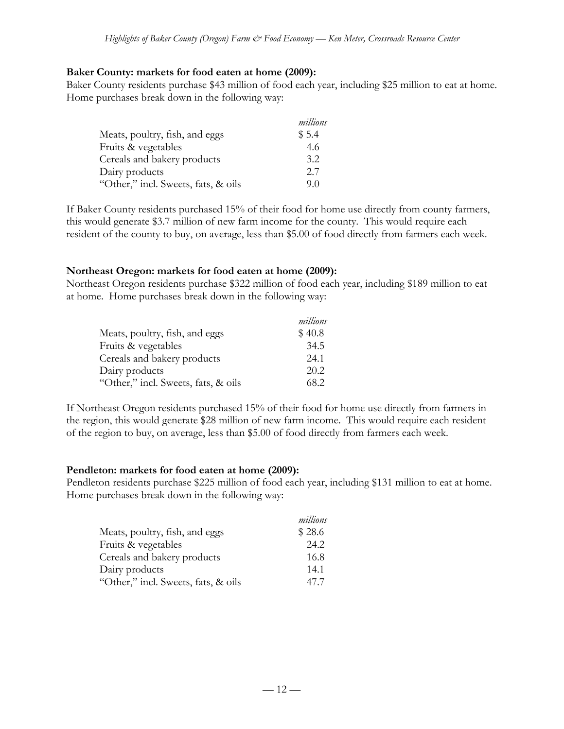**Baker County: markets for food eaten at home (2009):**
Baker County residents purchase $43 million of food each year, including $25 million to eat at home. Home purchases break down in the following way:

| | *millions* |
|---|---|
| Meats, poultry, fish, and eggs | $ 5.4 |
| Fruits & vegetables | 4.6 |
| Cereals and bakery products | 3.2 |
| Dairy products | 2.7 |
| "Other," incl. Sweets, fats, & oils | 9.0 |

If Baker County residents purchased 15% of their food for home use directly from county farmers, this would generate $3.7 million of new farm income for the county. This would require each resident of the county to buy, on average, less than $5.00 of food directly from farmers each week.

**Northeast Oregon: markets for food eaten at home (2009):**
Northeast Oregon residents purchase $322 million of food each year, including $189 million to eat at home. Home purchases break down in the following way:

| | *millions* |
|---|---|
| Meats, poultry, fish, and eggs | $ 40.8 |
| Fruits & vegetables | 34.5 |
| Cereals and bakery products | 24.1 |
| Dairy products | 20.2 |
| "Other," incl. Sweets, fats, & oils | 68.2 |

If Northeast Oregon residents purchased 15% of their food for home use directly from farmers in the region, this would generate $28 million of new farm income. This would require each resident of the region to buy, on average, less than $5.00 of food directly from farmers each week.

**Pendleton: markets for food eaten at home (2009):**
Pendleton residents purchase $225 million of food each year, including $131 million to eat at home. Home purchases break down in the following way:

| | *millions* |
|---|---|
| Meats, poultry, fish, and eggs | $ 28.6 |
| Fruits & vegetables | 24.2 |
| Cereals and bakery products | 16.8 |
| Dairy products | 14.1 |
| "Other," incl. Sweets, fats, & oils | 47.7 |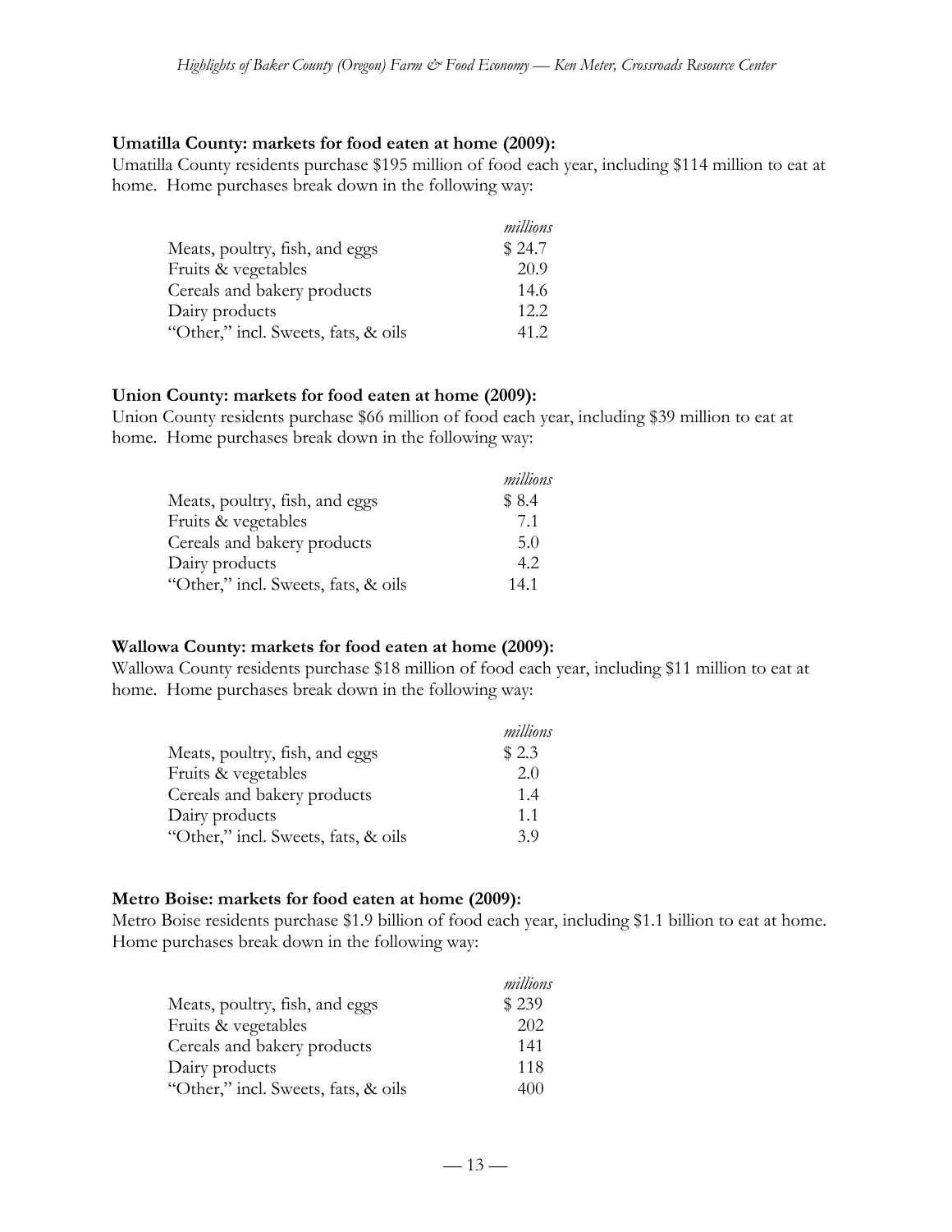**Umatilla County: markets for food eaten at home (2009):**
Umatilla County residents purchase $195 million of food each year, including $114 million to eat at home. Home purchases break down in the following way:

| | *millions* |
|---|---|
| Meats, poultry, fish, and eggs | $ 24.7 |
| Fruits & vegetables | 20.9 |
| Cereals and bakery products | 14.6 |
| Dairy products | 12.2 |
| "Other," incl. Sweets, fats, & oils | 41.2 |

**Union County: markets for food eaten at home (2009):**
Union County residents purchase $66 million of food each year, including $39 million to eat at home. Home purchases break down in the following way:

| | *millions* |
|---|---|
| Meats, poultry, fish, and eggs | $ 8.4 |
| Fruits & vegetables | 7.1 |
| Cereals and bakery products | 5.0 |
| Dairy products | 4.2 |
| "Other," incl. Sweets, fats, & oils | 14.1 |

**Wallowa County: markets for food eaten at home (2009):**
Wallowa County residents purchase $18 million of food each year, including $11 million to eat at home. Home purchases break down in the following way:

| | *millions* |
|---|---|
| Meats, poultry, fish, and eggs | $ 2.3 |
| Fruits & vegetables | 2.0 |
| Cereals and bakery products | 1.4 |
| Dairy products | 1.1 |
| "Other," incl. Sweets, fats, & oils | 3.9 |

**Metro Boise: markets for food eaten at home (2009):**
Metro Boise residents purchase $1.9 billion of food each year, including $1.1 billion to eat at home. Home purchases break down in the following way:

| | *millions* |
|---|---|
| Meats, poultry, fish, and eggs | $ 239 |
| Fruits & vegetables | 202 |
| Cereals and bakery products | 141 |
| Dairy products | 118 |
| "Other," incl. Sweets, fats, & oils | 400 |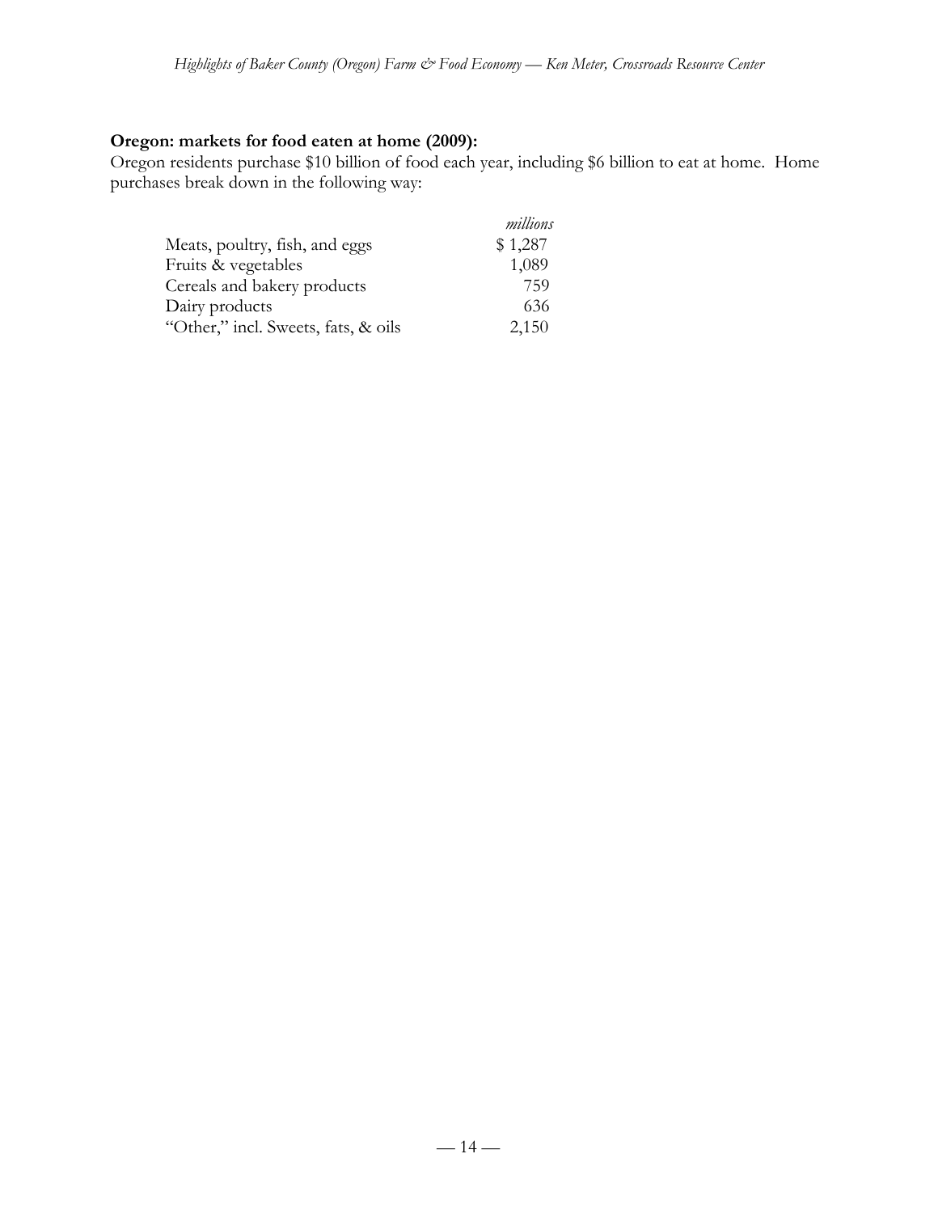**Oregon: markets for food eaten at home (2009):**

Oregon residents purchase $10 billion of food each year, including $6 billion to eat at home. Home purchases break down in the following way:

| | *millions* |
|---|---|
| Meats, poultry, fish, and eggs | $ 1,287 |
| Fruits & vegetables | 1,089 |
| Cereals and bakery products | 759 |
| Dairy products | 636 |
| "Other," incl. Sweets, fats, & oils | 2,150 |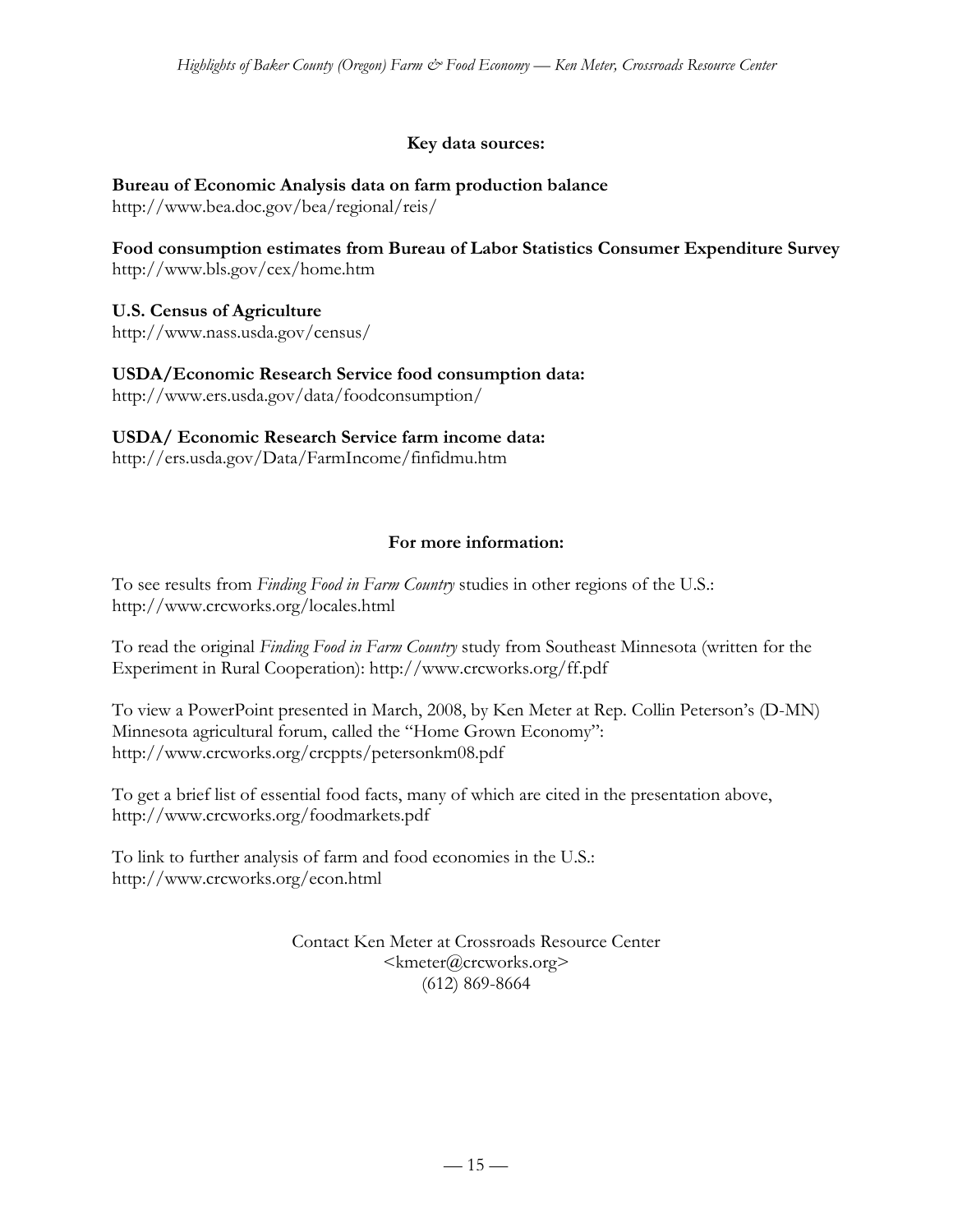**Key data sources:**

**Bureau of Economic Analysis data on farm production balance**
http://www.bea.doc.gov/bea/regional/reis/

**Food consumption estimates from Bureau of Labor Statistics Consumer Expenditure Survey**
http://www.bls.gov/cex/home.htm

**U.S. Census of Agriculture**
http://www.nass.usda.gov/census/

**USDA/Economic Research Service food consumption data:**
http://www.ers.usda.gov/data/foodconsumption/

**USDA/ Economic Research Service farm income data:**
http://ers.usda.gov/Data/FarmIncome/finfidmu.htm

**For more information:**

To see results from *Finding Food in Farm Country* studies in other regions of the U.S.:
http://www.crcworks.org/locales.html

To read the original *Finding Food in Farm Country* study from Southeast Minnesota (written for the Experiment in Rural Cooperation): http://www.crcworks.org/ff.pdf

To view a PowerPoint presented in March, 2008, by Ken Meter at Rep. Collin Peterson's (D-MN) Minnesota agricultural forum, called the "Home Grown Economy":
http://www.crcworks.org/crcppts/petersonkm08.pdf

To get a brief list of essential food facts, many of which are cited in the presentation above,
http://www.crcworks.org/foodmarkets.pdf

To link to further analysis of farm and food economies in the U.S.:
http://www.crcworks.org/econ.html

Contact Ken Meter at Crossroads Resource Center
<kmeter@crcworks.org>
(612) 869-8664